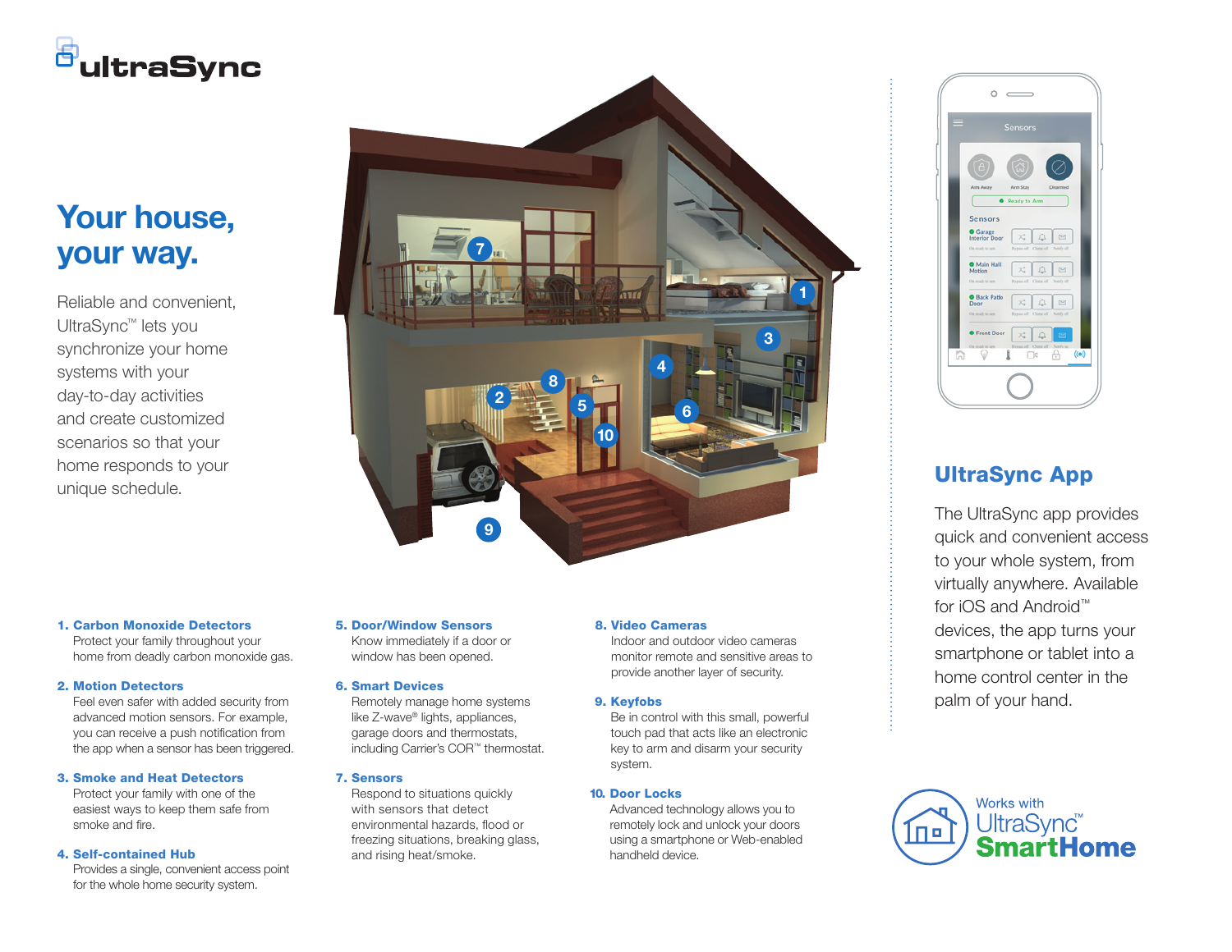ultraSync

# Your house, your way.

Reliable and convenient, UltraSync™ lets you synchronize your home systems with your day-to-day activities and create customized scenarios so that your home responds to your unique schedule.

**1. Carbon Monoxide Detectors**
Protect your family throughout your home from deadly carbon monoxide gas.

**2. Motion Detectors**
Feel even safer with added security from advanced motion sensors. For example, you can receive a push notification from the app when a sensor has been triggered.

**3. Smoke and Heat Detectors**
Protect your family with one of the easiest ways to keep them safe from smoke and fire.

**4. Self-contained Hub**
Provides a single, convenient access point for the whole home security system.

**5. Door/Window Sensors**
Know immediately if a door or window has been opened.

**6. Smart Devices**
Remotely manage home systems like Z-wave® lights, appliances, garage doors and thermostats, including Carrier's COR™ thermostat.

**7. Sensors**
Respond to situations quickly with sensors that detect environmental hazards, flood or freezing situations, breaking glass, and rising heat/smoke.

**8. Video Cameras**
Indoor and outdoor video cameras monitor remote and sensitive areas to provide another layer of security.

**9. Keyfobs**
Be in control with this small, powerful touch pad that acts like an electronic key to arm and disarm your security system.

**10. Door Locks**
Advanced technology allows you to remotely lock and unlock your doors using a smartphone or Web-enabled handheld device.

## UltraSync App

The UltraSync app provides quick and convenient access to your whole system, from virtually anywhere. Available for iOS and Android™ devices, the app turns your smartphone or tablet into a home control center in the palm of your hand.

Works with UltraSync™ SmartHome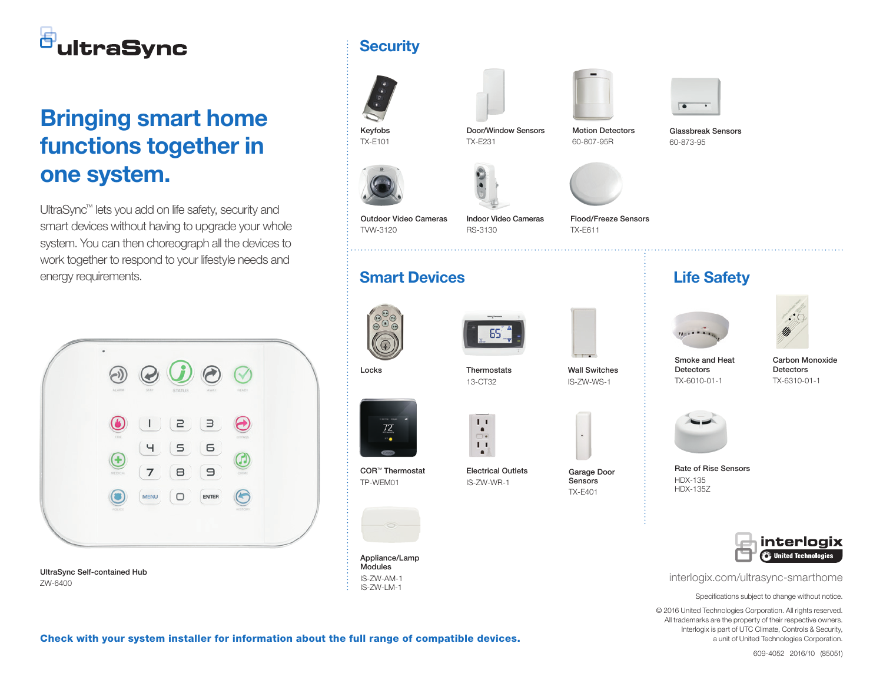# ultraSync

## Bringing smart home functions together in one system.

UltraSync™ lets you add on life safety, security and smart devices without having to upgrade your whole system. You can then choreograph all the devices to work together to respond to your lifestyle needs and energy requirements.

UltraSync Self-contained Hub
ZW-6400

## Security

Keyfobs
TX-E101

Door/Window Sensors
TX-E231

Motion Detectors
60-807-95R

Glassbreak Sensors
60-873-95

Outdoor Video Cameras
TVW-3120

Indoor Video Cameras
RS-3130

Flood/Freeze Sensors
TX-E611

## Smart Devices

Locks

Thermostats
13-CT32

Wall Switches
IS-ZW-WS-1

COR™ Thermostat
TP-WEM01

Electrical Outlets
IS-ZW-WR-1

Garage Door Sensors
TX-E401

Appliance/Lamp Modules
IS-ZW-AM-1
IS-ZW-LM-1

## Life Safety

Smoke and Heat Detectors
TX-6010-01-1

Carbon Monoxide Detectors
TX-6310-01-1

Rate of Rise Sensors
HDX-135
HDX-135Z

**Check with your system installer for information about the full range of compatible devices.**

interlogix
United Technologies

interlogix.com/ultrasync-smarthome

Specifications subject to change without notice.

© 2016 United Technologies Corporation. All rights reserved.
All trademarks are the property of their respective owners.
Interlogix is part of UTC Climate, Controls & Security,
a unit of United Technologies Corporation.

609-4052 2016/10 (85051)